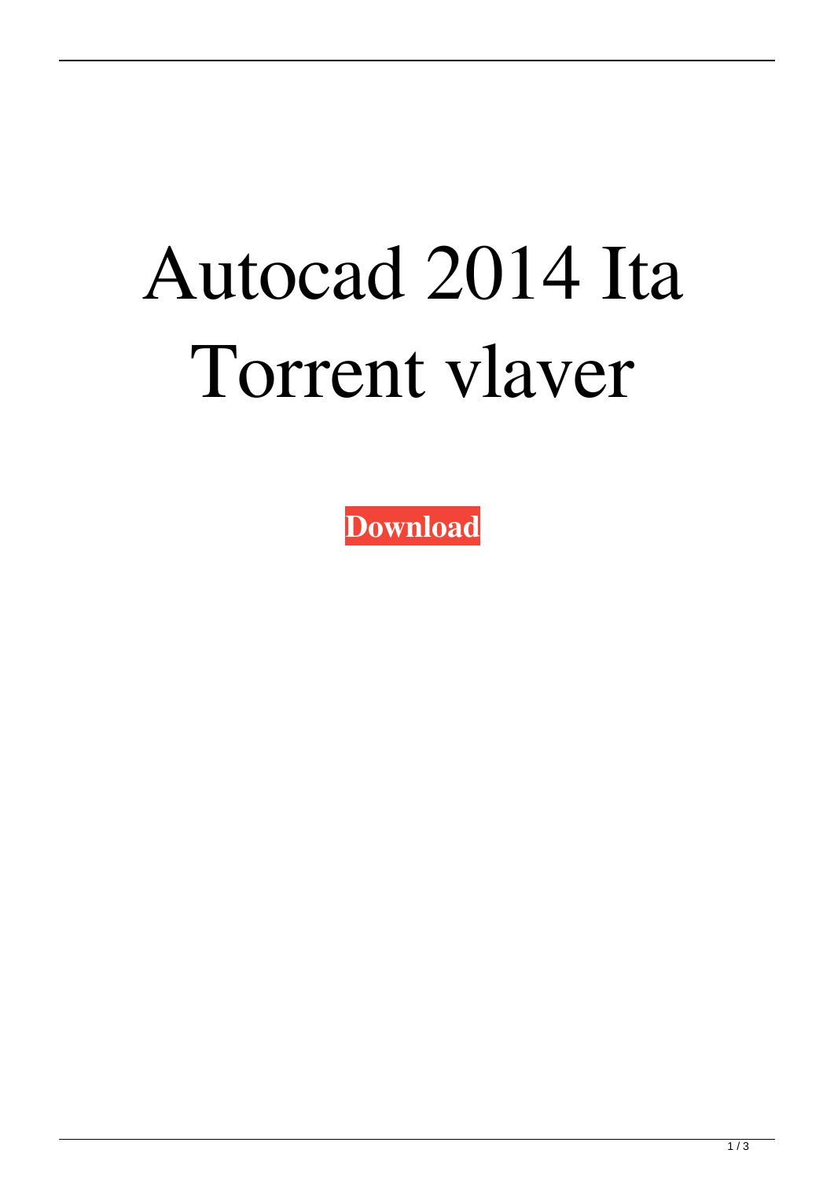# Autocad 2014 Ita Torrent vlaver

**Download**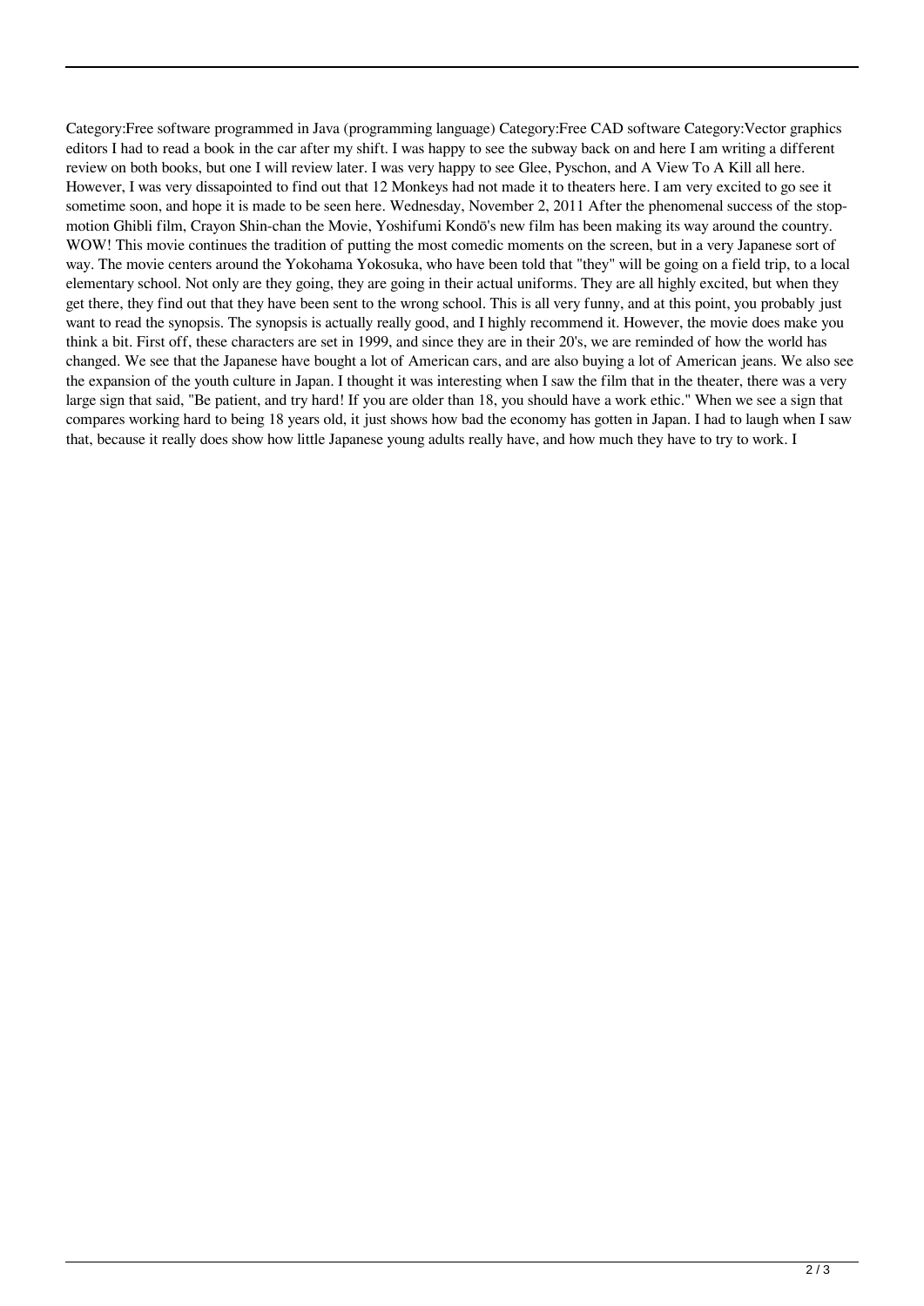Category:Free software programmed in Java (programming language) Category:Free CAD software Category:Vector graphics editors I had to read a book in the car after my shift. I was happy to see the subway back on and here I am writing a different review on both books, but one I will review later. I was very happy to see Glee, Pyschon, and A View To A Kill all here. However, I was very dissapointed to find out that 12 Monkeys had not made it to theaters here. I am very excited to go see it sometime soon, and hope it is made to be seen here. Wednesday, November 2, 2011 After the phenomenal success of the stop-motion Ghibli film, Crayon Shin-chan the Movie, Yoshifumi Kondō's new film has been making its way around the country. WOW! This movie continues the tradition of putting the most comedic moments on the screen, but in a very Japanese sort of way. The movie centers around the Yokohama Yokosuka, who have been told that "they" will be going on a field trip, to a local elementary school. Not only are they going, they are going in their actual uniforms. They are all highly excited, but when they get there, they find out that they have been sent to the wrong school. This is all very funny, and at this point, you probably just want to read the synopsis. The synopsis is actually really good, and I highly recommend it. However, the movie does make you think a bit. First off, these characters are set in 1999, and since they are in their 20's, we are reminded of how the world has changed. We see that the Japanese have bought a lot of American cars, and are also buying a lot of American jeans. We also see the expansion of the youth culture in Japan. I thought it was interesting when I saw the film that in the theater, there was a very large sign that said, "Be patient, and try hard! If you are older than 18, you should have a work ethic." When we see a sign that compares working hard to being 18 years old, it just shows how bad the economy has gotten in Japan. I had to laugh when I saw that, because it really does show how little Japanese young adults really have, and how much they have to try to work. I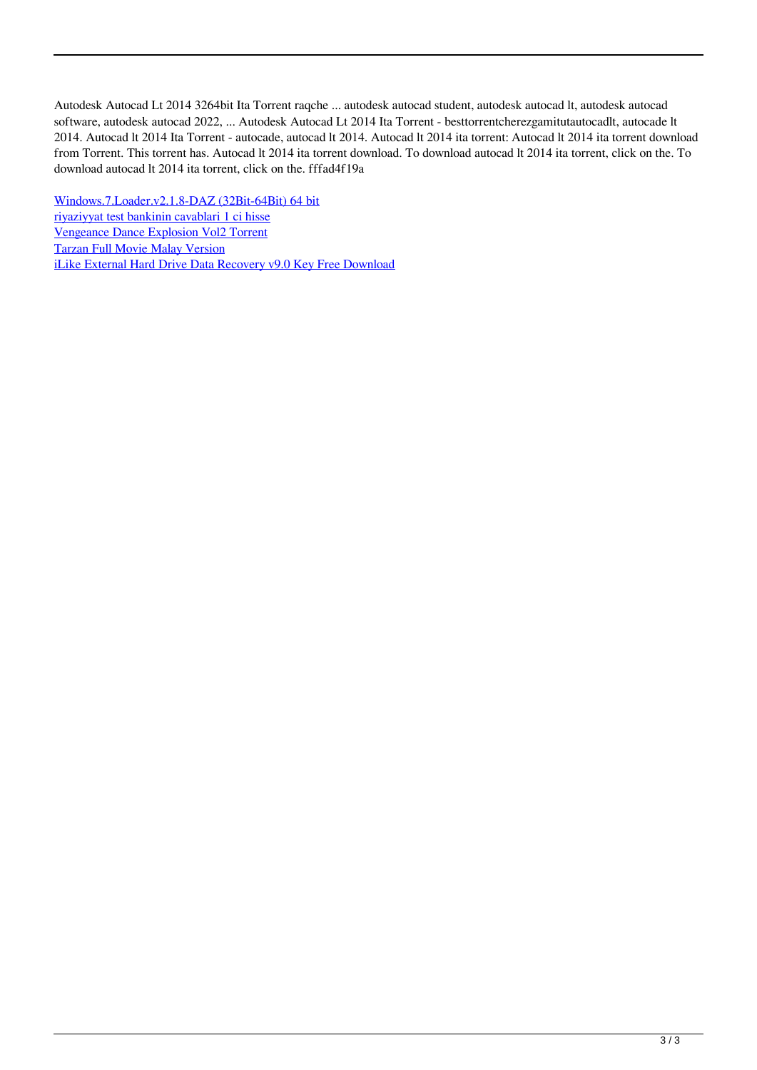Autodesk Autocad Lt 2014 3264bit Ita Torrent raqche ... autodesk autocad student, autodesk autocad lt, autodesk autocad software, autodesk autocad 2022, ... Autodesk Autocad Lt 2014 Ita Torrent - besttorrentcherezgamitutautocadlt, autocade lt 2014. Autocad lt 2014 Ita Torrent - autocade, autocad lt 2014. Autocad lt 2014 ita torrent: Autocad lt 2014 ita torrent download from Torrent. This torrent has. Autocad lt 2014 ita torrent download. To download autocad lt 2014 ita torrent, click on the. To download autocad lt 2014 ita torrent, click on the. fffad4f19a

Windows.7.Loader.v2.1.8-DAZ (32Bit-64Bit) 64 bit
riyaziyyat test bankinin cavablari 1 ci hisse
Vengeance Dance Explosion Vol2 Torrent
Tarzan Full Movie Malay Version
iLike External Hard Drive Data Recovery v9.0 Key Free Download